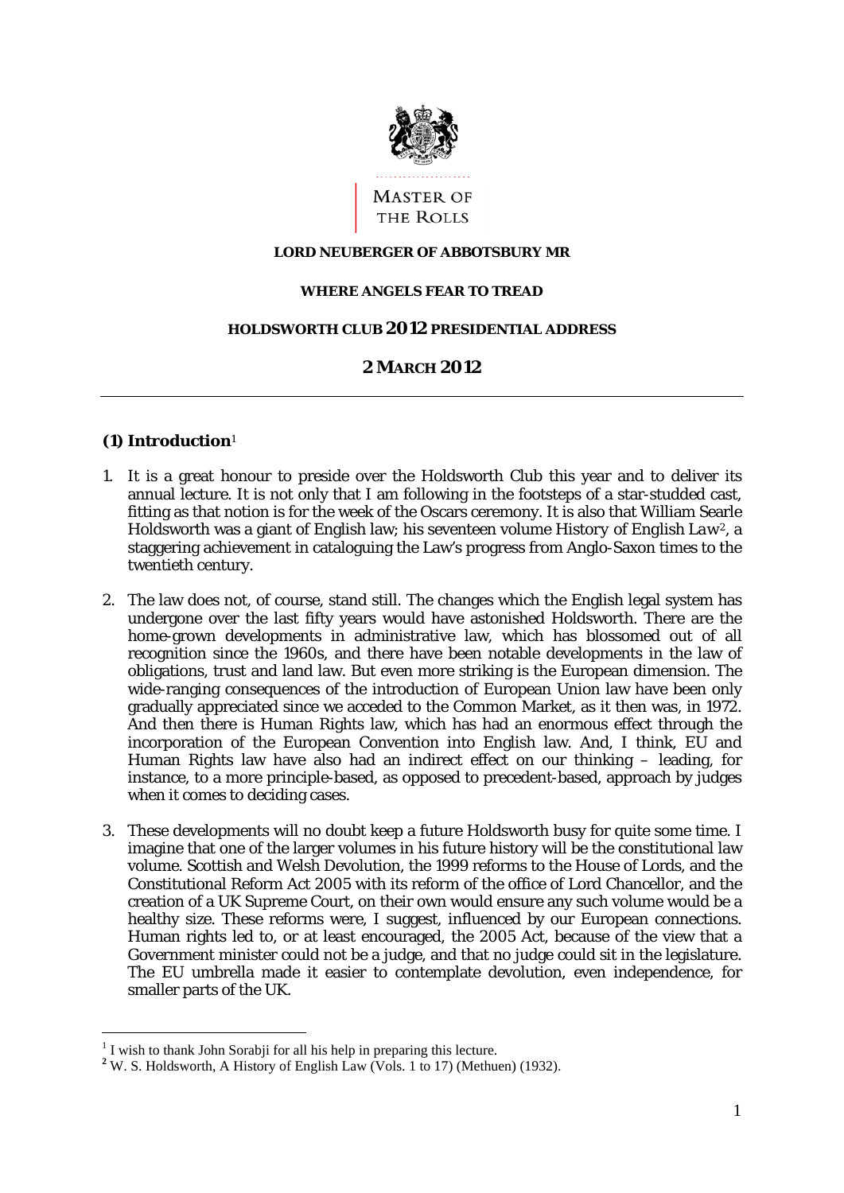MASTER OF THE ROLLS

**LORD NEUBERGER OF ABBOTSBURY MR**

**WHERE ANGELS FEAR TO TREAD**

**HOLDSWORTH CLUB 2012 PRESIDENTIAL ADDRESS**

**2 MARCH 2012**

---

## (1) Introduction[1]

1. It is a great honour to preside over the Holdsworth Club this year and to deliver its annual lecture. It is not only that I am following in the footsteps of a star-studded cast, fitting as that notion is for the week of the Oscars ceremony. It is also that William Searle Holdsworth was a giant of English law; his seventeen volume History of English Law[2], a staggering achievement in cataloguing the Law's progress from Anglo-Saxon times to the twentieth century.

2. The law does not, of course, stand still. The changes which the English legal system has undergone over the last fifty years would have astonished Holdsworth. There are the home-grown developments in administrative law, which has blossomed out of all recognition since the 1960s, and there have been notable developments in the law of obligations, trust and land law. But even more striking is the European dimension. The wide-ranging consequences of the introduction of European Union law have been only gradually appreciated since we acceded to the Common Market, as it then was, in 1972. And then there is Human Rights law, which has had an enormous effect through the incorporation of the European Convention into English law. And, I think, EU and Human Rights law have also had an indirect effect on our thinking – leading, for instance, to a more principle-based, as opposed to precedent-based, approach by judges when it comes to deciding cases.

3. These developments will no doubt keep a future Holdsworth busy for quite some time. I imagine that one of the larger volumes in his future history will be the constitutional law volume. Scottish and Welsh Devolution, the 1999 reforms to the House of Lords, and the Constitutional Reform Act 2005 with its reform of the office of Lord Chancellor, and the creation of a UK Supreme Court, on their own would ensure any such volume would be a healthy size. These reforms were, I suggest, influenced by our European connections. Human rights led to, or at least encouraged, the 2005 Act, because of the view that a Government minister could not be a judge, and that no judge could sit in the legislature. The EU umbrella made it easier to contemplate devolution, even independence, for smaller parts of the UK.

---

[1] I wish to thank John Sorabji for all his help in preparing this lecture.

[2] W. S. Holdsworth, A History of English Law (Vols. 1 to 17) (Methuen) (1932).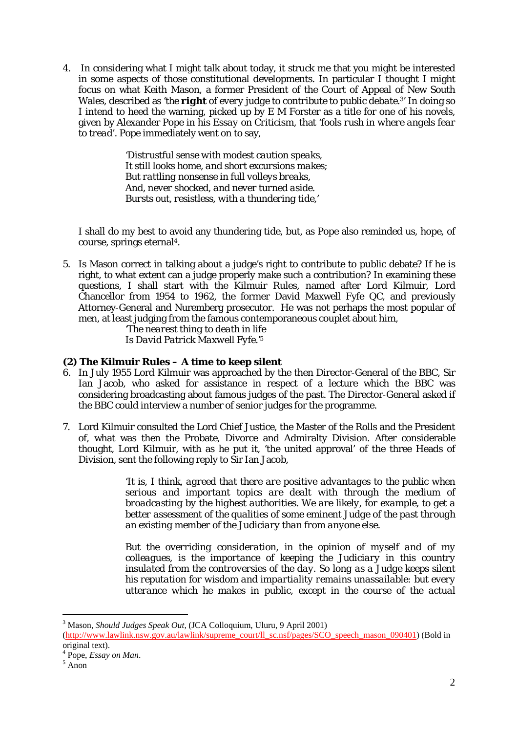4. In considering what I might talk about today, it struck me that you might be interested in some aspects of those constitutional developments. In particular I thought I might focus on what Keith Mason, a former President of the Court of Appeal of New South Wales, described as *'the **right** of every judge to contribute to public debate.*[3]' In doing so I intend to heed the warning, picked up by E M Forster as a title for one of his novels, given by Alexander Pope in his *Essay on Criticism*, that *'fools rush in where angels fear to tread'*. Pope immediately went on to say,

> *'Distrustful sense with modest caution speaks,*
> *It still looks home, and short excursions makes;*
> *But rattling nonsense in full volleys breaks,*
> *And, never shocked, and never turned aside.*
> *Bursts out, resistless, with a thundering tide,'*

I shall do my best to avoid any thundering tide, but, as Pope also reminded us, hope, of course, springs eternal[4].

5. Is Mason correct in talking about a judge's right to contribute to public debate? If he is right, to what extent can a judge properly make such a contribution? In examining these questions, I shall start with the Kilmuir Rules, named after Lord Kilmuir, Lord Chancellor from 1954 to 1962, the former David Maxwell Fyfe QC, and previously Attorney-General and Nuremberg prosecutor. He was not perhaps the most popular of men, at least judging from the famous contemporaneous couplet about him,

> *'The nearest thing to death in life*
> *Is David Patrick Maxwell Fyfe.'*[5]

### (2) The Kilmuir Rules – A time to keep silent

6. In July 1955 Lord Kilmuir was approached by the then Director-General of the BBC, Sir Ian Jacob, who asked for assistance in respect of a lecture which the BBC was considering broadcasting about famous judges of the past. The Director-General asked if the BBC could interview a number of senior judges for the programme.

7. Lord Kilmuir consulted the Lord Chief Justice, the Master of the Rolls and the President of, what was then the Probate, Divorce and Admiralty Division. After considerable thought, Lord Kilmuir, with as he put it, 'the united approval' of the three Heads of Division, sent the following reply to Sir Ian Jacob,

> *'It is, I think, agreed that there are positive advantages to the public when serious and important topics are dealt with through the medium of broadcasting by the highest authorities. We are likely, for example, to get a better assessment of the qualities of some eminent Judge of the past through an existing member of the Judiciary than from anyone else.*
>
> *But the overriding consideration, in the opinion of myself and of my colleagues, is the importance of keeping the Judiciary in this country insulated from the controversies of the day. So long as a Judge keeps silent his reputation for wisdom and impartiality remains unassailable: but every utterance which he makes in public, except in the course of the actual*

---

[3] Mason, *Should Judges Speak Out*, (JCA Colloquium, Uluru, 9 April 2001) (http://www.lawlink.nsw.gov.au/lawlink/supreme_court/ll_sc.nsf/pages/SCO_speech_mason_090401) (Bold in original text).

[4] Pope, *Essay on Man*.

[5] Anon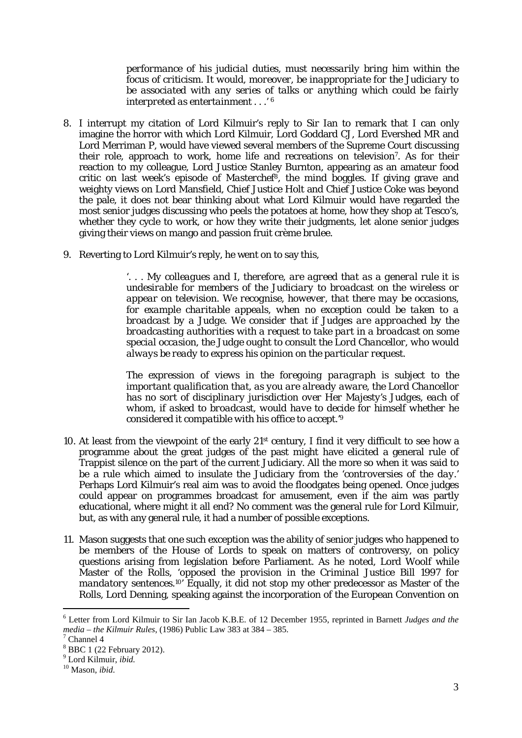> *performance of his judicial duties, must necessarily bring him within the focus of criticism. It would, moreover, be inappropriate for the Judiciary to be associated with any series of talks or anything which could be fairly interpreted as entertainment . . .'* [6]

8. I interrupt my citation of Lord Kilmuir's reply to Sir Ian to remark that I can only imagine the horror with which Lord Kilmuir, Lord Goddard CJ, Lord Evershed MR and Lord Merriman P, would have viewed several members of the Supreme Court discussing their role, approach to work, home life and recreations on television[7]. As for their reaction to my colleague, Lord Justice Stanley Burnton, appearing as an amateur food critic on last week's episode of *Masterchef*[8], the mind boggles. If giving grave and weighty views on Lord Mansfield, Chief Justice Holt and Chief Justice Coke was beyond the pale, it does not bear thinking about what Lord Kilmuir would have regarded the most senior judges discussing who peels the potatoes at home, how they shop at Tesco's, whether they cycle to work, or how they write their judgments, let alone senior judges giving their views on mango and passion fruit crème brulee.

9. Reverting to Lord Kilmuir's reply, he went on to say this,

> *'. . . My colleagues and I, therefore, are agreed that as a general rule it is undesirable for members of the Judiciary to broadcast on the wireless or appear on television. We recognise, however, that there may be occasions, for example charitable appeals, when no exception could be taken to a broadcast by a Judge. We consider that if Judges are approached by the broadcasting authorities with a request to take part in a broadcast on some special occasion, the Judge ought to consult the Lord Chancellor, who would always be ready to express his opinion on the particular request.*
>
> *The expression of views in the foregoing paragraph is subject to the important qualification that, as you are already aware, the Lord Chancellor has no sort of disciplinary jurisdiction over Her Majesty's Judges, each of whom, if asked to broadcast, would have to decide for himself whether he considered it compatible with his office to accept.'*[9]

10. At least from the viewpoint of the early 21st century, I find it very difficult to see how a programme about the great judges of the past might have elicited a general rule of Trappist silence on the part of the current Judiciary. All the more so when it was said to be a rule which aimed to insulate the Judiciary from the 'controversies of the day.' Perhaps Lord Kilmuir's real aim was to avoid the floodgates being opened. Once judges could appear on programmes broadcast for amusement, even if the aim was partly educational, where might it all end? No comment was the general rule for Lord Kilmuir, but, as with any general rule, it had a number of possible exceptions.

11. Mason suggests that one such exception was the ability of senior judges who happened to be members of the House of Lords to speak on matters of controversy, on policy questions arising from legislation before Parliament. As he noted, Lord Woolf while Master of the Rolls, 'opposed the provision in the Criminal Justice Bill 1997 for mandatory sentences.[10]' Equally, it did not stop my other predecessor as Master of the Rolls, Lord Denning, speaking against the incorporation of the European Convention on

---

[6] Letter from Lord Kilmuir to Sir Ian Jacob K.B.E. of 12 December 1955, reprinted in Barnett *Judges and the media – the Kilmuir Rules*, (1986) Public Law 383 at 384 – 385.

[7] Channel 4

[8] BBC 1 (22 February 2012).

[9] Lord Kilmuir, *ibid.*

[10] Mason, *ibid.*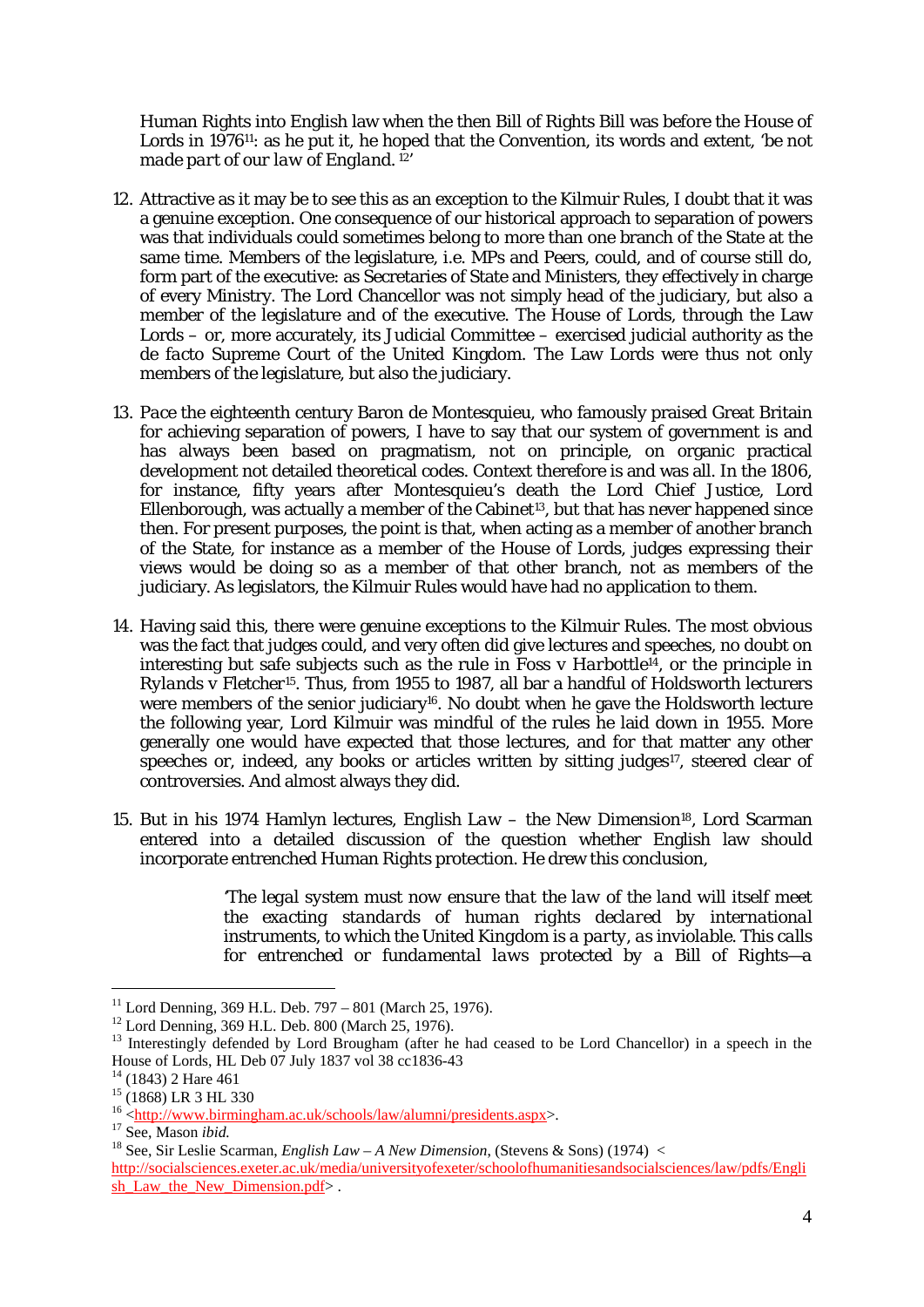Human Rights into English law when the then Bill of Rights Bill was before the House of Lords in 1976[11]: as he put it, he hoped that the Convention, its words and extent, '*be not made part of our law of England.* [12]'

12. Attractive as it may be to see this as an exception to the Kilmuir Rules, I doubt that it was a genuine exception. One consequence of our historical approach to separation of powers was that individuals could sometimes belong to more than one branch of the State at the same time. Members of the legislature, i.e. MPs and Peers, could, and of course still do, form part of the executive: as Secretaries of State and Ministers, they effectively in charge of every Ministry. The Lord Chancellor was not simply head of the judiciary, but also a member of the legislature and of the executive. The House of Lords, through the Law Lords – or, more accurately, its Judicial Committee – exercised judicial authority as the *de facto* Supreme Court of the United Kingdom. The Law Lords were thus not only members of the legislature, but also the judiciary.

13. *Pace* the eighteenth century Baron de Montesquieu, who famously praised Great Britain for achieving separation of powers, I have to say that our system of government is and has always been based on pragmatism, not on principle, on organic practical development not detailed theoretical codes. Context therefore is and was all. In the 1806, for instance, fifty years after Montesquieu's death the Lord Chief Justice, Lord Ellenborough, was actually a member of the Cabinet[13], but that has never happened since then. For present purposes, the point is that, when acting as a member of another branch of the State, for instance as a member of the House of Lords, judges expressing their views would be doing so as a member of that other branch, not as members of the judiciary. As legislators, the Kilmuir Rules would have had no application to them.

14. Having said this, there were genuine exceptions to the Kilmuir Rules. The most obvious was the fact that judges could, and very often did give lectures and speeches, no doubt on interesting but safe subjects such as the rule in *Foss v Harbottle*[14], or the principle in *Rylands v Fletcher*[15]. Thus, from 1955 to 1987, all bar a handful of Holdsworth lecturers were members of the senior judiciary[16]. No doubt when he gave the Holdsworth lecture the following year, Lord Kilmuir was mindful of the rules he laid down in 1955. More generally one would have expected that those lectures, and for that matter any other speeches or, indeed, any books or articles written by sitting judges[17], steered clear of controversies. And almost always they did.

15. But in his 1974 Hamlyn lectures, *English Law – the New Dimension*[18], Lord Scarman entered into a detailed discussion of the question whether English law should incorporate entrenched Human Rights protection. He drew this conclusion,

> '*The legal system must now ensure that the law of the land will itself meet the exacting standards of human rights declared by international instruments, to which the United Kingdom is a party, as inviolable. This calls for entrenched or fundamental laws protected by a Bill of Rights—a*

---

[11] Lord Denning, 369 H.L. Deb. 797 – 801 (March 25, 1976).
[12] Lord Denning, 369 H.L. Deb. 800 (March 25, 1976).
[13] Interestingly defended by Lord Brougham (after he had ceased to be Lord Chancellor) in a speech in the House of Lords, HL Deb 07 July 1837 vol 38 cc1836-43
[14] (1843) 2 Hare 461
[15] (1868) LR 3 HL 330
[16] <http://www.birmingham.ac.uk/schools/law/alumni/presidents.aspx>.
[17] See, Mason *ibid.*
[18] See, Sir Leslie Scarman, *English Law – A New Dimension*, (Stevens & Sons) (1974) < http://socialsciences.exeter.ac.uk/media/universityofexeter/schoolofhumanitiesandsocialsciences/law/pdfs/English_Law_the_New_Dimension.pdf> .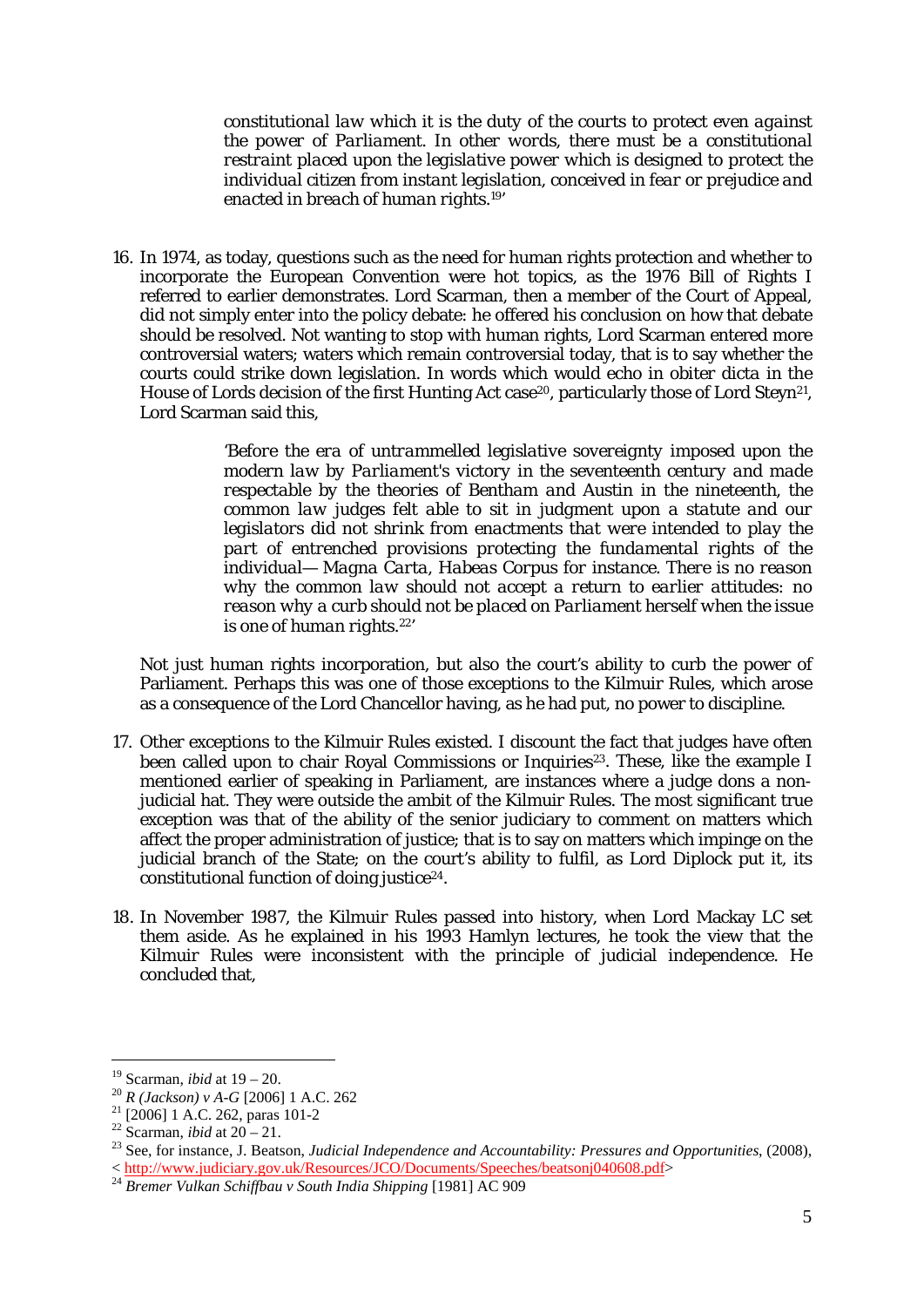> *constitutional law which it is the duty of the courts to protect even against the power of Parliament. In other words, there must be a constitutional restraint placed upon the legislative power which is designed to protect the individual citizen from instant legislation, conceived in fear or prejudice and enacted in breach of human rights.*[19]'

16. In 1974, as today, questions such as the need for human rights protection and whether to incorporate the European Convention were hot topics, as the 1976 Bill of Rights I referred to earlier demonstrates. Lord Scarman, then a member of the Court of Appeal, did not simply enter into the policy debate: he offered his conclusion on how that debate should be resolved. Not wanting to stop with human rights, Lord Scarman entered more controversial waters; waters which remain controversial today, that is to say whether the courts could strike down legislation. In words which would echo in obiter dicta in the House of Lords decision of the first Hunting Act case[20], particularly those of Lord Steyn[21], Lord Scarman said this,

> '*Before the era of untrammelled legislative sovereignty imposed upon the modern law by Parliament's victory in the seventeenth century and made respectable by the theories of Bentham and Austin in the nineteenth, the common law judges felt able to sit in judgment upon a statute and our legislators did not shrink from enactments that were intended to play the part of entrenched provisions protecting the fundamental rights of the individual— Magna Carta, Habeas Corpus for instance. There is no reason why the common law should not accept a return to earlier attitudes: no reason why a curb should not be placed on Parliament herself when the issue is one of human rights.*[22]'

Not just human rights incorporation, but also the court's ability to curb the power of Parliament. Perhaps this was one of those exceptions to the Kilmuir Rules, which arose as a consequence of the Lord Chancellor having, as he had put, no power to discipline.

17. Other exceptions to the Kilmuir Rules existed. I discount the fact that judges have often been called upon to chair Royal Commissions or Inquiries[23]. These, like the example I mentioned earlier of speaking in Parliament, are instances where a judge dons a non-judicial hat. They were outside the ambit of the Kilmuir Rules. The most significant true exception was that of the ability of the senior judiciary to comment on matters which affect the proper administration of justice; that is to say on matters which impinge on the judicial branch of the State; on the court's ability to fulfil, as Lord Diplock put it, its constitutional function of doing justice[24].

18. In November 1987, the Kilmuir Rules passed into history, when Lord Mackay LC set them aside. As he explained in his 1993 Hamlyn lectures, he took the view that the Kilmuir Rules were inconsistent with the principle of judicial independence. He concluded that,

---

[19] Scarman, *ibid* at 19 – 20.

[20] *R (Jackson) v A-G* [2006] 1 A.C. 262

[21] [2006] 1 A.C. 262, paras 101-2

[22] Scarman, *ibid* at 20 – 21.

[23] See, for instance, J. Beatson, *Judicial Independence and Accountability: Pressures and Opportunities*, (2008), < http://www.judiciary.gov.uk/Resources/JCO/Documents/Speeches/beatsonj040608.pdf>

[24] *Bremer Vulkan Schiffbau v South India Shipping* [1981] AC 909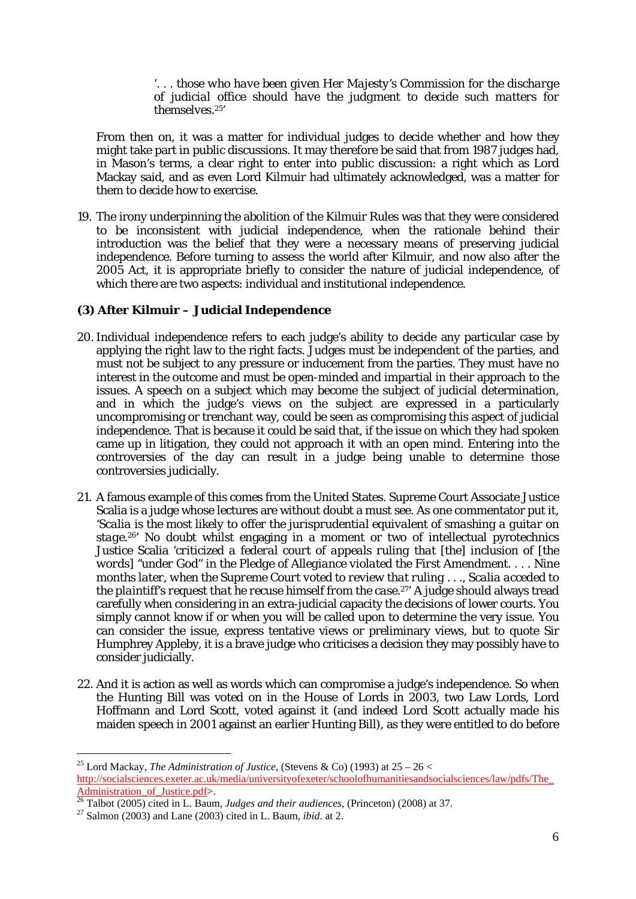> '. . . *those who have been given Her Majesty's Commission for the discharge of judicial office should have the judgment to decide such matters for themselves*.[25]'

From then on, it was a matter for individual judges to decide whether and how they might take part in public discussions. It may therefore be said that from 1987 judges had, in Mason's terms, a clear right to enter into public discussion: a right which as Lord Mackay said, and as even Lord Kilmuir had ultimately acknowledged, was a matter for them to decide how to exercise.

19. The irony underpinning the abolition of the Kilmuir Rules was that they were considered to be inconsistent with judicial independence, when the rationale behind their introduction was the belief that they were a necessary means of preserving judicial independence. Before turning to assess the world after Kilmuir, and now also after the 2005 Act, it is appropriate briefly to consider the nature of judicial independence, of which there are two aspects: individual and institutional independence.

**(3) After Kilmuir – Judicial Independence**

20. Individual independence refers to each judge's ability to decide any particular case by applying the right law to the right facts. Judges must be independent of the parties, and must not be subject to any pressure or inducement from the parties. They must have no interest in the outcome and must be open-minded and impartial in their approach to the issues. A speech on a subject which may become the subject of judicial determination, and in which the judge's views on the subject are expressed in a particularly uncompromising or trenchant way, could be seen as compromising this aspect of judicial independence. That is because it could be said that, if the issue on which they had spoken came up in litigation, they could not approach it with an open mind. Entering into the controversies of the day can result in a judge being unable to determine those controversies judicially.

21. A famous example of this comes from the United States. Supreme Court Associate Justice Scalia is a judge whose lectures are without doubt a must see. As one commentator put it, '*Scalia is the most likely to offer the jurisprudential equivalent of smashing a guitar on stage*.[26]' No doubt whilst engaging in a moment or two of intellectual pyrotechnics Justice Scalia '*criticized a federal court of appeals ruling that [the] inclusion of [the words] "under God" in the Pledge of Allegiance violated the First Amendment. . . . Nine months later, when the Supreme Court voted to review that ruling . . ., Scalia acceded to the plaintiff's request that he recuse himself from the case*.[27]' A judge should always tread carefully when considering in an extra-judicial capacity the decisions of lower courts. You simply cannot know if or when you will be called upon to determine the very issue. You can consider the issue, express tentative views or preliminary views, but to quote Sir Humphrey Appleby, it is a brave judge who criticises a decision they may possibly have to consider judicially.

22. And it is action as well as words which can compromise a judge's independence. So when the Hunting Bill was voted on in the House of Lords in 2003, two Law Lords, Lord Hoffmann and Lord Scott, voted against it (and indeed Lord Scott actually made his maiden speech in 2001 against an earlier Hunting Bill), as they were entitled to do before

---

[25] Lord Mackay, *The Administration of Justice*, (Stevens & Co) (1993) at 25 – 26 <http://socialsciences.exeter.ac.uk/media/universityofexeter/schoolofhumanitiesandsocialsciences/law/pdfs/The_Administration_of_Justice.pdf>.

[26] Talbot (2005) cited in L. Baum, *Judges and their audiences*, (Princeton) (2008) at 37.

[27] Salmon (2003) and Lane (2003) cited in L. Baum, *ibid*. at 2.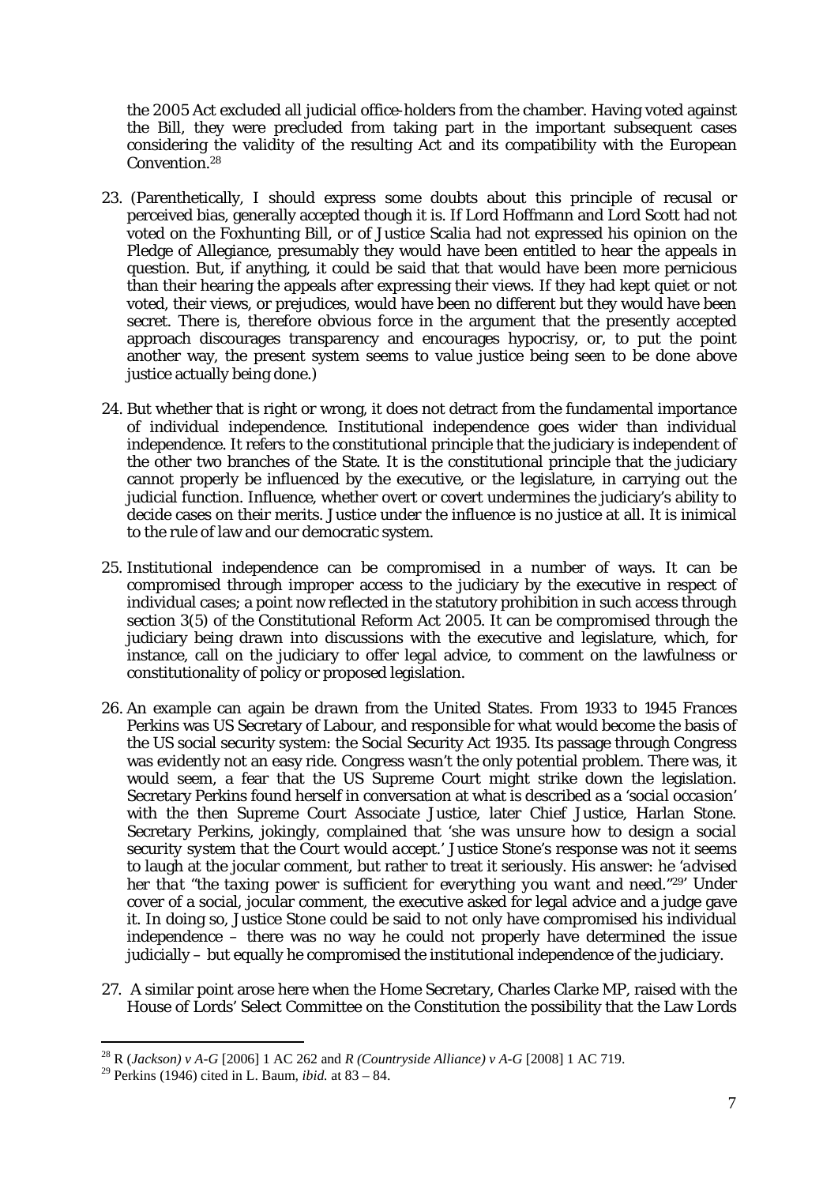the 2005 Act excluded all judicial office-holders from the chamber. Having voted against the Bill, they were precluded from taking part in the important subsequent cases considering the validity of the resulting Act and its compatibility with the European Convention.[28]

23. (Parenthetically, I should express some doubts about this principle of recusal or perceived bias, generally accepted though it is. If Lord Hoffmann and Lord Scott had not voted on the Foxhunting Bill, or of Justice Scalia had not expressed his opinion on the Pledge of Allegiance, presumably they would have been entitled to hear the appeals in question. But, if anything, it could be said that that would have been more pernicious than their hearing the appeals after expressing their views. If they had kept quiet or not voted, their views, or prejudices, would have been no different but they would have been secret. There is, therefore obvious force in the argument that the presently accepted approach discourages transparency and encourages hypocrisy, or, to put the point another way, the present system seems to value justice being seen to be done above justice actually being done.)

24. But whether that is right or wrong, it does not detract from the fundamental importance of individual independence. Institutional independence goes wider than individual independence. It refers to the constitutional principle that the judiciary is independent of the other two branches of the State. It is the constitutional principle that the judiciary cannot properly be influenced by the executive, or the legislature, in carrying out the judicial function. Influence, whether overt or covert undermines the judiciary's ability to decide cases on their merits. Justice under the influence is no justice at all. It is inimical to the rule of law and our democratic system.

25. Institutional independence can be compromised in a number of ways. It can be compromised through improper access to the judiciary by the executive in respect of individual cases; a point now reflected in the statutory prohibition in such access through section 3(5) of the Constitutional Reform Act 2005. It can be compromised through the judiciary being drawn into discussions with the executive and legislature, which, for instance, call on the judiciary to offer legal advice, to comment on the lawfulness or constitutionality of policy or proposed legislation.

26. An example can again be drawn from the United States. From 1933 to 1945 Frances Perkins was US Secretary of Labour, and responsible for what would become the basis of the US social security system: the Social Security Act 1935. Its passage through Congress was evidently not an easy ride. Congress wasn't the only potential problem. There was, it would seem, a fear that the US Supreme Court might strike down the legislation. Secretary Perkins found herself in conversation at what is described as a '*social occasion*' with the then Supreme Court Associate Justice, later Chief Justice, Harlan Stone. Secretary Perkins, jokingly, complained that '*she was unsure how to design a social security system that the Court would accept*.' Justice Stone's response was not it seems to laugh at the jocular comment, but rather to treat it seriously. His answer: he '*advised her that "the taxing power is sufficient for everything you want and need*."[29]' Under cover of a social, jocular comment, the executive asked for legal advice and a judge gave it. In doing so, Justice Stone could be said to not only have compromised his individual independence – there was no way he could not properly have determined the issue judicially – but equally he compromised the institutional independence of the judiciary.

27. A similar point arose here when the Home Secretary, Charles Clarke MP, raised with the House of Lords' Select Committee on the Constitution the possibility that the Law Lords

---

[28] R (*Jackson) v A-G* [2006] 1 AC 262 and *R (Countryside Alliance) v A-G* [2008] 1 AC 719.

[29] Perkins (1946) cited in L. Baum, *ibid.* at 83 – 84.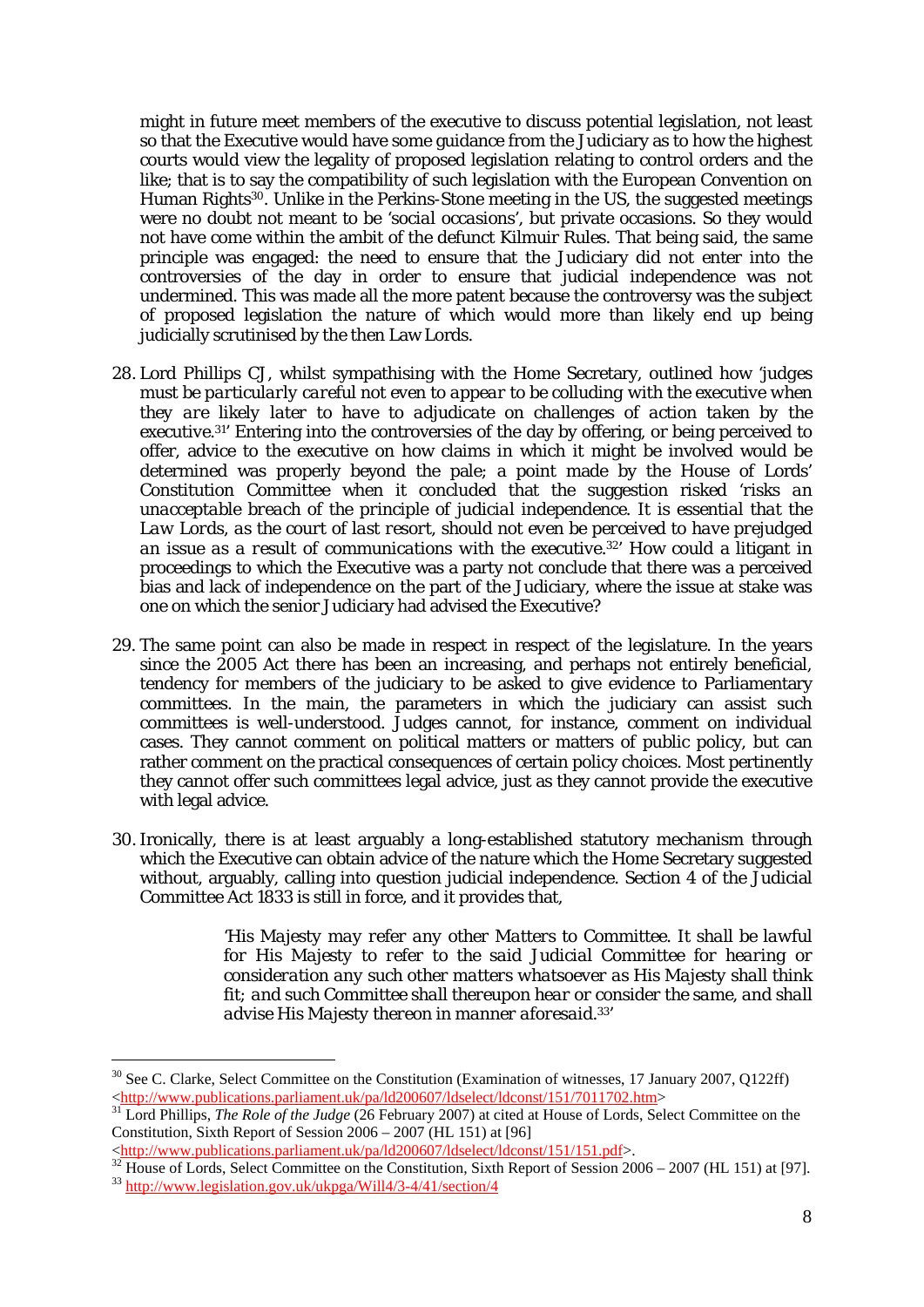might in future meet members of the executive to discuss potential legislation, not least so that the Executive would have some guidance from the Judiciary as to how the highest courts would view the legality of proposed legislation relating to control orders and the like; that is to say the compatibility of such legislation with the European Convention on Human Rights[30]. Unlike in the Perkins-Stone meeting in the US, the suggested meetings were no doubt not meant to be *'social occasions'*, but private occasions. So they would not have come within the ambit of the defunct Kilmuir Rules. That being said, the same principle was engaged: the need to ensure that the Judiciary did not enter into the controversies of the day in order to ensure that judicial independence was not undermined. This was made all the more patent because the controversy was the subject of proposed legislation the nature of which would more than likely end up being judicially scrutinised by the then Law Lords.

28. Lord Phillips CJ, whilst sympathising with the Home Secretary, outlined how *'judges must be particularly careful not even to appear to be colluding with the executive when they are likely later to have to adjudicate on challenges of action taken by the executive.*[31]' Entering into the controversies of the day by offering, or being perceived to offer, advice to the executive on how claims in which it might be involved would be determined was properly beyond the pale; a point made by the House of Lords' Constitution Committee when it concluded that the suggestion risked *'risks an unacceptable breach of the principle of judicial independence. It is essential that the Law Lords, as the court of last resort, should not even be perceived to have prejudged an issue as a result of communications with the executive.*[32]' How could a litigant in proceedings to which the Executive was a party not conclude that there was a perceived bias and lack of independence on the part of the Judiciary, where the issue at stake was one on which the senior Judiciary had advised the Executive?

29. The same point can also be made in respect in respect of the legislature. In the years since the 2005 Act there has been an increasing, and perhaps not entirely beneficial, tendency for members of the judiciary to be asked to give evidence to Parliamentary committees. In the main, the parameters in which the judiciary can assist such committees is well-understood. Judges cannot, for instance, comment on individual cases. They cannot comment on political matters or matters of public policy, but can rather comment on the practical consequences of certain policy choices. Most pertinently they cannot offer such committees legal advice, just as they cannot provide the executive with legal advice.

30. Ironically, there is at least arguably a long-established statutory mechanism through which the Executive can obtain advice of the nature which the Home Secretary suggested without, arguably, calling into question judicial independence. Section 4 of the Judicial Committee Act 1833 is still in force, and it provides that,

> *'His Majesty may refer any other Matters to Committee. It shall be lawful for His Majesty to refer to the said Judicial Committee for hearing or consideration any such other matters whatsoever as His Majesty shall think fit; and such Committee shall thereupon hear or consider the same, and shall advise His Majesty thereon in manner aforesaid.*[33]'

---

[30] See C. Clarke, Select Committee on the Constitution (Examination of witnesses, 17 January 2007, Q122ff) <http://www.publications.parliament.uk/pa/ld200607/ldselect/ldconst/151/7011702.htm>

[31] Lord Phillips, *The Role of the Judge* (26 February 2007) at cited at House of Lords, Select Committee on the Constitution, Sixth Report of Session 2006 – 2007 (HL 151) at [96] <http://www.publications.parliament.uk/pa/ld200607/ldselect/ldconst/151/151.pdf>.

[32] House of Lords, Select Committee on the Constitution, Sixth Report of Session 2006 – 2007 (HL 151) at [97].

[33] http://www.legislation.gov.uk/ukpga/Will4/3-4/41/section/4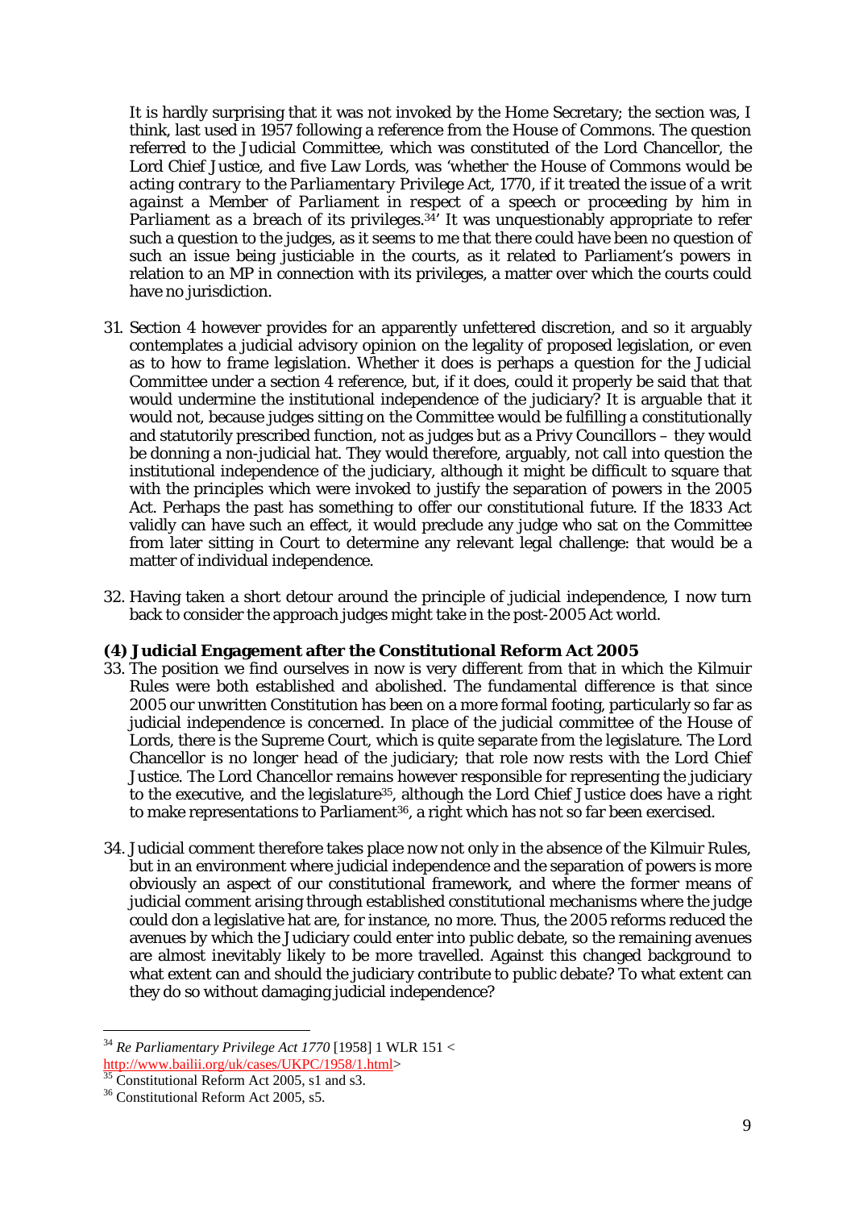It is hardly surprising that it was not invoked by the Home Secretary; the section was, I think, last used in 1957 following a reference from the House of Commons. The question referred to the Judicial Committee, which was constituted of the Lord Chancellor, the Lord Chief Justice, and five Law Lords, was '*whether the House of Commons would be acting contrary to the Parliamentary Privilege Act, 1770, if it treated the issue of a writ against a Member of Parliament in respect of a speech or proceeding by him in Parliament as a breach of its privileges.*[34]' It was unquestionably appropriate to refer such a question to the judges, as it seems to me that there could have been no question of such an issue being justiciable in the courts, as it related to Parliament's powers in relation to an MP in connection with its privileges, a matter over which the courts could have no jurisdiction.

31. Section 4 however provides for an apparently unfettered discretion, and so it arguably contemplates a judicial advisory opinion on the legality of proposed legislation, or even as to how to frame legislation. Whether it does is perhaps a question for the Judicial Committee under a section 4 reference, but, if it does, could it properly be said that that would undermine the institutional independence of the judiciary? It is arguable that it would not, because judges sitting on the Committee would be fulfilling a constitutionally and statutorily prescribed function, not as judges but as a Privy Councillors – they would be donning a non-judicial hat. They would therefore, arguably, not call into question the institutional independence of the judiciary, although it might be difficult to square that with the principles which were invoked to justify the separation of powers in the 2005 Act. Perhaps the past has something to offer our constitutional future. If the 1833 Act validly can have such an effect, it would preclude any judge who sat on the Committee from later sitting in Court to determine any relevant legal challenge: that would be a matter of individual independence.

32. Having taken a short detour around the principle of judicial independence, I now turn back to consider the approach judges might take in the post-2005 Act world.

### (4) Judicial Engagement after the Constitutional Reform Act 2005

33. The position we find ourselves in now is very different from that in which the Kilmuir Rules were both established and abolished. The fundamental difference is that since 2005 our unwritten Constitution has been on a more formal footing, particularly so far as judicial independence is concerned. In place of the judicial committee of the House of Lords, there is the Supreme Court, which is quite separate from the legislature. The Lord Chancellor is no longer head of the judiciary; that role now rests with the Lord Chief Justice. The Lord Chancellor remains however responsible for representing the judiciary to the executive, and the legislature[35], although the Lord Chief Justice does have a right to make representations to Parliament[36], a right which has not so far been exercised.

34. Judicial comment therefore takes place now not only in the absence of the Kilmuir Rules, but in an environment where judicial independence and the separation of powers is more obviously an aspect of our constitutional framework, and where the former means of judicial comment arising through established constitutional mechanisms where the judge could don a legislative hat are, for instance, no more. Thus, the 2005 reforms reduced the avenues by which the Judiciary could enter into public debate, so the remaining avenues are almost inevitably likely to be more travelled. Against this changed background to what extent can and should the judiciary contribute to public debate? To what extent can they do so without damaging judicial independence?

---

[34] *Re Parliamentary Privilege Act 1770* [1958] 1 WLR 151 < http://www.bailii.org/uk/cases/UKPC/1958/1.html>

[35] Constitutional Reform Act 2005, s1 and s3.

[36] Constitutional Reform Act 2005, s5.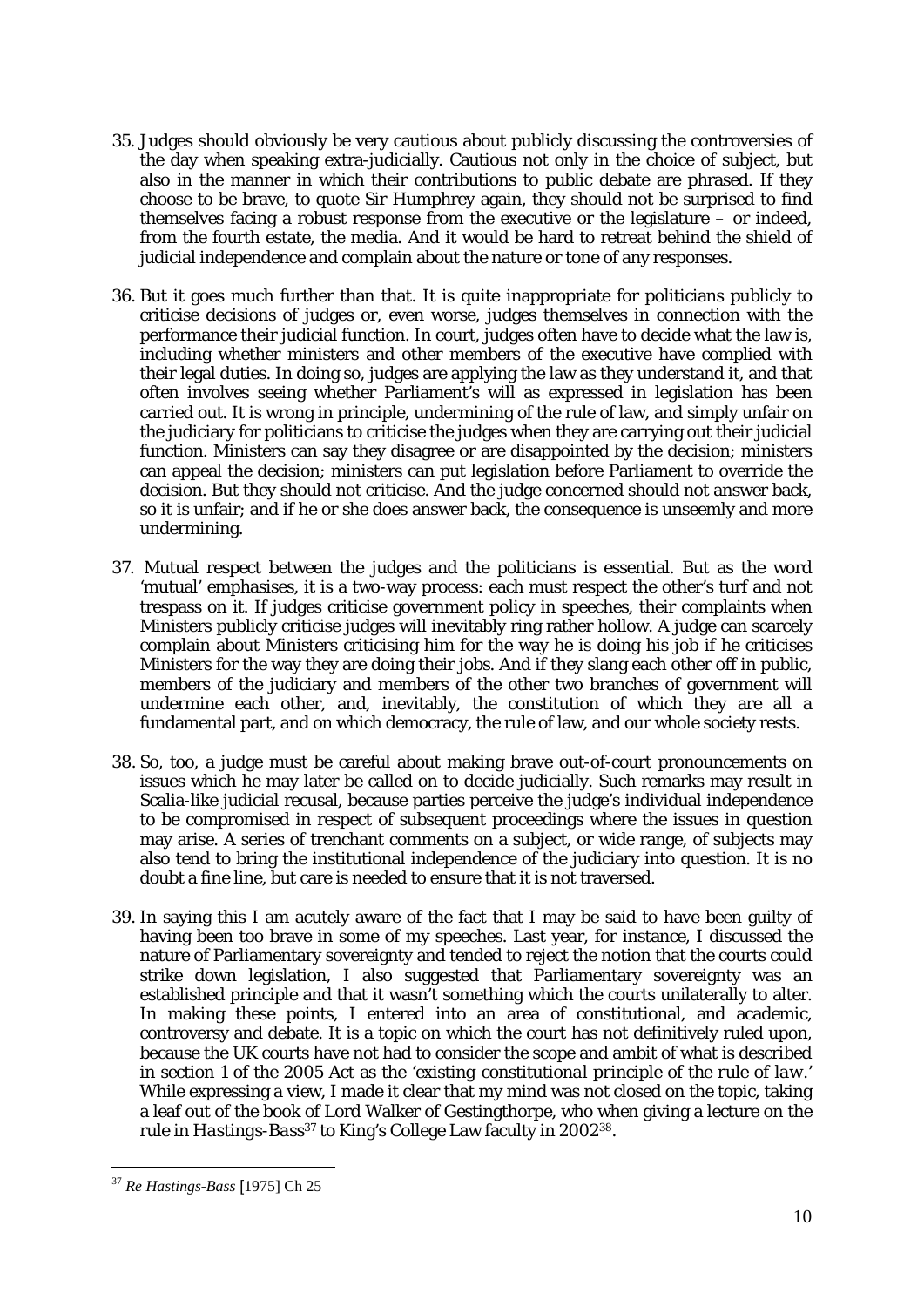35. Judges should obviously be very cautious about publicly discussing the controversies of the day when speaking extra-judicially. Cautious not only in the choice of subject, but also in the manner in which their contributions to public debate are phrased. If they choose to be brave, to quote Sir Humphrey again, they should not be surprised to find themselves facing a robust response from the executive or the legislature – or indeed, from the fourth estate, the media. And it would be hard to retreat behind the shield of judicial independence and complain about the nature or tone of any responses.

36. But it goes much further than that. It is quite inappropriate for politicians publicly to criticise decisions of judges or, even worse, judges themselves in connection with the performance their judicial function. In court, judges often have to decide what the law is, including whether ministers and other members of the executive have complied with their legal duties. In doing so, judges are applying the law as they understand it, and that often involves seeing whether Parliament's will as expressed in legislation has been carried out. It is wrong in principle, undermining of the rule of law, and simply unfair on the judiciary for politicians to criticise the judges when they are carrying out their judicial function. Ministers can say they disagree or are disappointed by the decision; ministers can appeal the decision; ministers can put legislation before Parliament to override the decision. But they should not criticise. And the judge concerned should not answer back, so it is unfair; and if he or she does answer back, the consequence is unseemly and more undermining.

37. Mutual respect between the judges and the politicians is essential. But as the word 'mutual' emphasises, it is a two-way process: each must respect the other's turf and not trespass on it. If judges criticise government policy in speeches, their complaints when Ministers publicly criticise judges will inevitably ring rather hollow. A judge can scarcely complain about Ministers criticising him for the way he is doing his job if he criticises Ministers for the way they are doing their jobs. And if they slang each other off in public, members of the judiciary and members of the other two branches of government will undermine each other, and, inevitably, the constitution of which they are all a fundamental part, and on which democracy, the rule of law, and our whole society rests.

38. So, too, a judge must be careful about making brave out-of-court pronouncements on issues which he may later be called on to decide judicially. Such remarks may result in Scalia-like judicial recusal, because parties perceive the judge's individual independence to be compromised in respect of subsequent proceedings where the issues in question may arise. A series of trenchant comments on a subject, or wide range, of subjects may also tend to bring the institutional independence of the judiciary into question. It is no doubt a fine line, but care is needed to ensure that it is not traversed.

39. In saying this I am acutely aware of the fact that I may be said to have been guilty of having been too brave in some of my speeches. Last year, for instance, I discussed the nature of Parliamentary sovereignty and tended to reject the notion that the courts could strike down legislation, I also suggested that Parliamentary sovereignty was an established principle and that it wasn't something which the courts unilaterally to alter. In making these points, I entered into an area of constitutional, and academic, controversy and debate. It is a topic on which the court has not definitively ruled upon, because the UK courts have not had to consider the scope and ambit of what is described in section 1 of the 2005 Act as the '*existing constitutional principle of the rule of law*.' While expressing a view, I made it clear that my mind was not closed on the topic, taking a leaf out of the book of Lord Walker of Gestingthorpe, who when giving a lecture on the rule in *Hastings-Bass*[37] to King's College Law faculty in 2002[38].

---

[37] *Re Hastings-Bass* [1975] Ch 25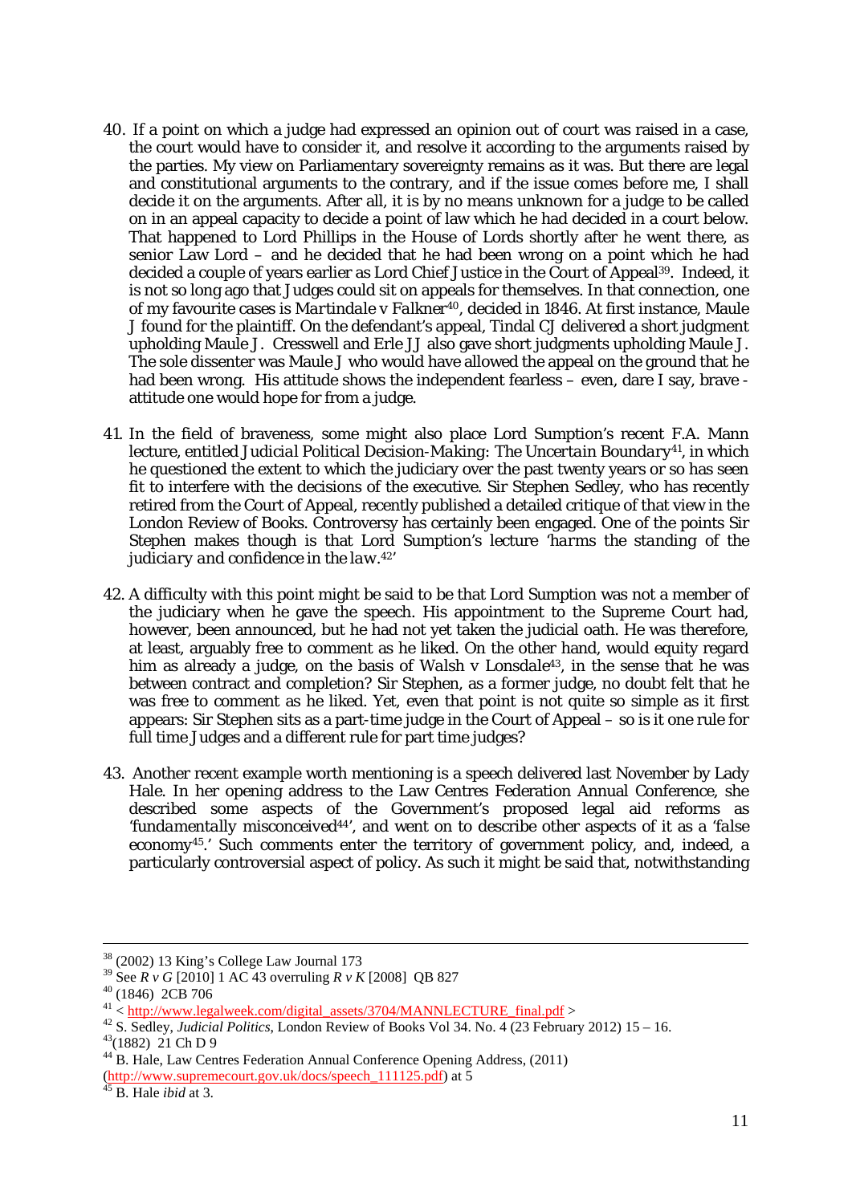40. If a point on which a judge had expressed an opinion out of court was raised in a case, the court would have to consider it, and resolve it according to the arguments raised by the parties. My view on Parliamentary sovereignty remains as it was. But there are legal and constitutional arguments to the contrary, and if the issue comes before me, I shall decide it on the arguments. After all, it is by no means unknown for a judge to be called on in an appeal capacity to decide a point of law which he had decided in a court below. That happened to Lord Phillips in the House of Lords shortly after he went there, as senior Law Lord – and he decided that he had been wrong on a point which he had decided a couple of years earlier as Lord Chief Justice in the Court of Appeal[39]. Indeed, it is not so long ago that Judges could sit on appeals for themselves. In that connection, one of my favourite cases is *Martindale v Falkner*[40], decided in 1846. At first instance, Maule J found for the plaintiff. On the defendant's appeal, Tindal CJ delivered a short judgment upholding Maule J. Cresswell and Erle JJ also gave short judgments upholding Maule J. The sole dissenter was Maule J who would have allowed the appeal on the ground that he had been wrong. His attitude shows the independent fearless – even, dare I say, brave - attitude one would hope for from a judge.

41. In the field of braveness, some might also place Lord Sumption's recent F.A. Mann lecture, entitled *Judicial Political Decision-Making: The Uncertain Boundary*[41], in which he questioned the extent to which the judiciary over the past twenty years or so has seen fit to interfere with the decisions of the executive. Sir Stephen Sedley, who has recently retired from the Court of Appeal, recently published a detailed critique of that view in the London Review of Books. Controversy has certainly been engaged. One of the points Sir Stephen makes though is that Lord Sumption's lecture '*harms the standing of the judiciary and confidence in the law*.[42]'

42. A difficulty with this point might be said to be that Lord Sumption was not a member of the judiciary when he gave the speech. His appointment to the Supreme Court had, however, been announced, but he had not yet taken the judicial oath. He was therefore, at least, arguably free to comment as he liked. On the other hand, would equity regard him as already a judge, on the basis of *Walsh v Lonsdale*[43], in the sense that he was between contract and completion? Sir Stephen, as a former judge, no doubt felt that he was free to comment as he liked. Yet, even that point is not quite so simple as it first appears: Sir Stephen sits as a part-time judge in the Court of Appeal – so is it one rule for full time Judges and a different rule for part time judges?

43. Another recent example worth mentioning is a speech delivered last November by Lady Hale. In her opening address to the Law Centres Federation Annual Conference, she described some aspects of the Government's proposed legal aid reforms as '*fundamentally misconceived*[44]', and went on to describe other aspects of it as a '*false economy*[45].' Such comments enter the territory of government policy, and, indeed, a particularly controversial aspect of policy. As such it might be said that, notwithstanding

---

[38] (2002) 13 King's College Law Journal 173

[39] See *R v G* [2010] 1 AC 43 overruling *R v K* [2008] QB 827

[40] (1846) 2CB 706

[41] < http://www.legalweek.com/digital_assets/3704/MANNLECTURE_final.pdf >

[42] S. Sedley, *Judicial Politics*, London Review of Books Vol 34. No. 4 (23 February 2012) 15 – 16.

[43] (1882) 21 Ch D 9

[44] B. Hale, Law Centres Federation Annual Conference Opening Address, (2011) (http://www.supremecourt.gov.uk/docs/speech_111125.pdf) at 5

[45] B. Hale *ibid* at 3.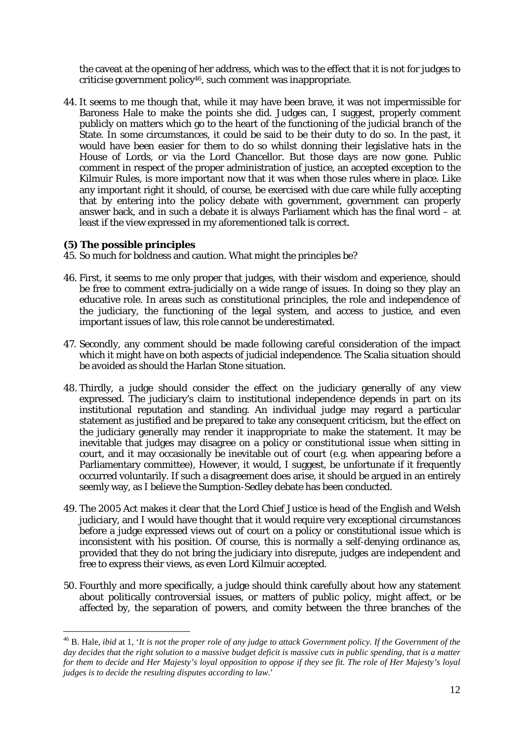the caveat at the opening of her address, which was to the effect that it is not for judges to criticise government policy[46], such comment was inappropriate.

44. It seems to me though that, while it may have been brave, it was not impermissible for Baroness Hale to make the points she did. Judges can, I suggest, properly comment publicly on matters which go to the heart of the functioning of the judicial branch of the State. In some circumstances, it could be said to be their duty to do so. In the past, it would have been easier for them to do so whilst donning their legislative hats in the House of Lords, or via the Lord Chancellor. But those days are now gone. Public comment in respect of the proper administration of justice, an accepted exception to the Kilmuir Rules, is more important now that it was when those rules where in place. Like any important right it should, of course, be exercised with due care while fully accepting that by entering into the policy debate with government, government can properly answer back, and in such a debate it is always Parliament which has the final word – at least if the view expressed in my aforementioned talk is correct.

**(5) The possible principles**

45. So much for boldness and caution. What might the principles be?

46. First, it seems to me only proper that judges, with their wisdom and experience, should be free to comment extra-judicially on a wide range of issues. In doing so they play an educative role. In areas such as constitutional principles, the role and independence of the judiciary, the functioning of the legal system, and access to justice, and even important issues of law, this role cannot be underestimated.

47. Secondly, any comment should be made following careful consideration of the impact which it might have on both aspects of judicial independence. The Scalia situation should be avoided as should the Harlan Stone situation.

48. Thirdly, a judge should consider the effect on the judiciary generally of any view expressed. The judiciary's claim to institutional independence depends in part on its institutional reputation and standing. An individual judge may regard a particular statement as justified and be prepared to take any consequent criticism, but the effect on the judiciary generally may render it inappropriate to make the statement. It may be inevitable that judges may disagree on a policy or constitutional issue when sitting in court, and it may occasionally be inevitable out of court (e.g. when appearing before a Parliamentary committee), However, it would, I suggest, be unfortunate if it frequently occurred voluntarily. If such a disagreement does arise, it should be argued in an entirely seemly way, as I believe the Sumption-Sedley debate has been conducted.

49. The 2005 Act makes it clear that the Lord Chief Justice is head of the English and Welsh judiciary, and I would have thought that it would require very exceptional circumstances before a judge expressed views out of court on a policy or constitutional issue which is inconsistent with his position. Of course, this is normally a self-denying ordinance as, provided that they do not bring the judiciary into disrepute, judges are independent and free to express their views, as even Lord Kilmuir accepted.

50. Fourthly and more specifically, a judge should think carefully about how any statement about politically controversial issues, or matters of public policy, might affect, or be affected by, the separation of powers, and comity between the three branches of the

---

[46] B. Hale, *ibid* at 1, '*It is not the proper role of any judge to attack Government policy. If the Government of the day decides that the right solution to a massive budget deficit is massive cuts in public spending, that is a matter for them to decide and Her Majesty's loyal opposition to oppose if they see fit. The role of Her Majesty's loyal judges is to decide the resulting disputes according to law.*'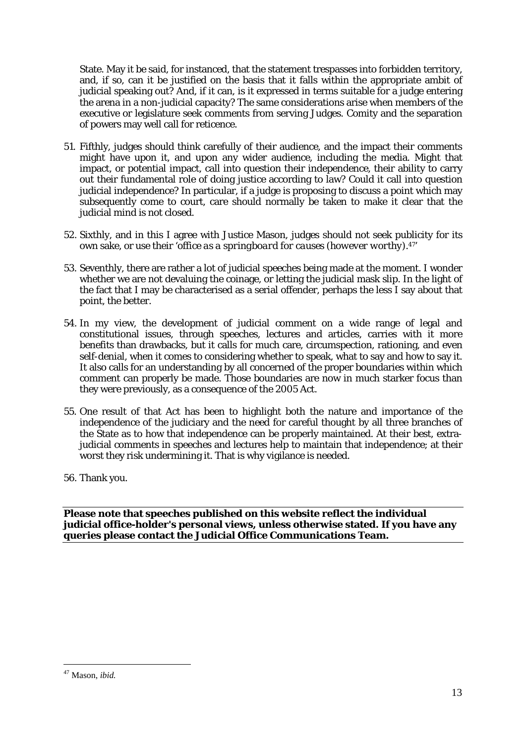State. May it be said, for instanced, that the statement trespasses into forbidden territory, and, if so, can it be justified on the basis that it falls within the appropriate ambit of judicial speaking out? And, if it can, is it expressed in terms suitable for a judge entering the arena in a non-judicial capacity? The same considerations arise when members of the executive or legislature seek comments from serving Judges. Comity and the separation of powers may well call for reticence.

51. Fifthly, judges should think carefully of their audience, and the impact their comments might have upon it, and upon any wider audience, including the media. Might that impact, or potential impact, call into question their independence, their ability to carry out their fundamental role of doing justice according to law? Could it call into question judicial independence? In particular, if a judge is proposing to discuss a point which may subsequently come to court, care should normally be taken to make it clear that the judicial mind is not closed.

52. Sixthly, and in this I agree with Justice Mason, judges should not seek publicity for its own sake, or use their '*office as a springboard for causes (however worthy).*[47]'

53. Seventhly, there are rather a lot of judicial speeches being made at the moment. I wonder whether we are not devaluing the coinage, or letting the judicial mask slip. In the light of the fact that I may be characterised as a serial offender, perhaps the less I say about that point, the better.

54. In my view, the development of judicial comment on a wide range of legal and constitutional issues, through speeches, lectures and articles, carries with it more benefits than drawbacks, but it calls for much care, circumspection, rationing, and even self-denial, when it comes to considering whether to speak, what to say and how to say it. It also calls for an understanding by all concerned of the proper boundaries within which comment can properly be made. Those boundaries are now in much starker focus than they were previously, as a consequence of the 2005 Act.

55. One result of that Act has been to highlight both the nature and importance of the independence of the judiciary and the need for careful thought by all three branches of the State as to how that independence can be properly maintained. At their best, extra-judicial comments in speeches and lectures help to maintain that independence; at their worst they risk undermining it. That is why vigilance is needed.

56. Thank you.

---

**Please note that speeches published on this website reflect the individual judicial office-holder's personal views, unless otherwise stated. If you have any queries please contact the Judicial Office Communications Team.**

---

[47] Mason, *ibid.*